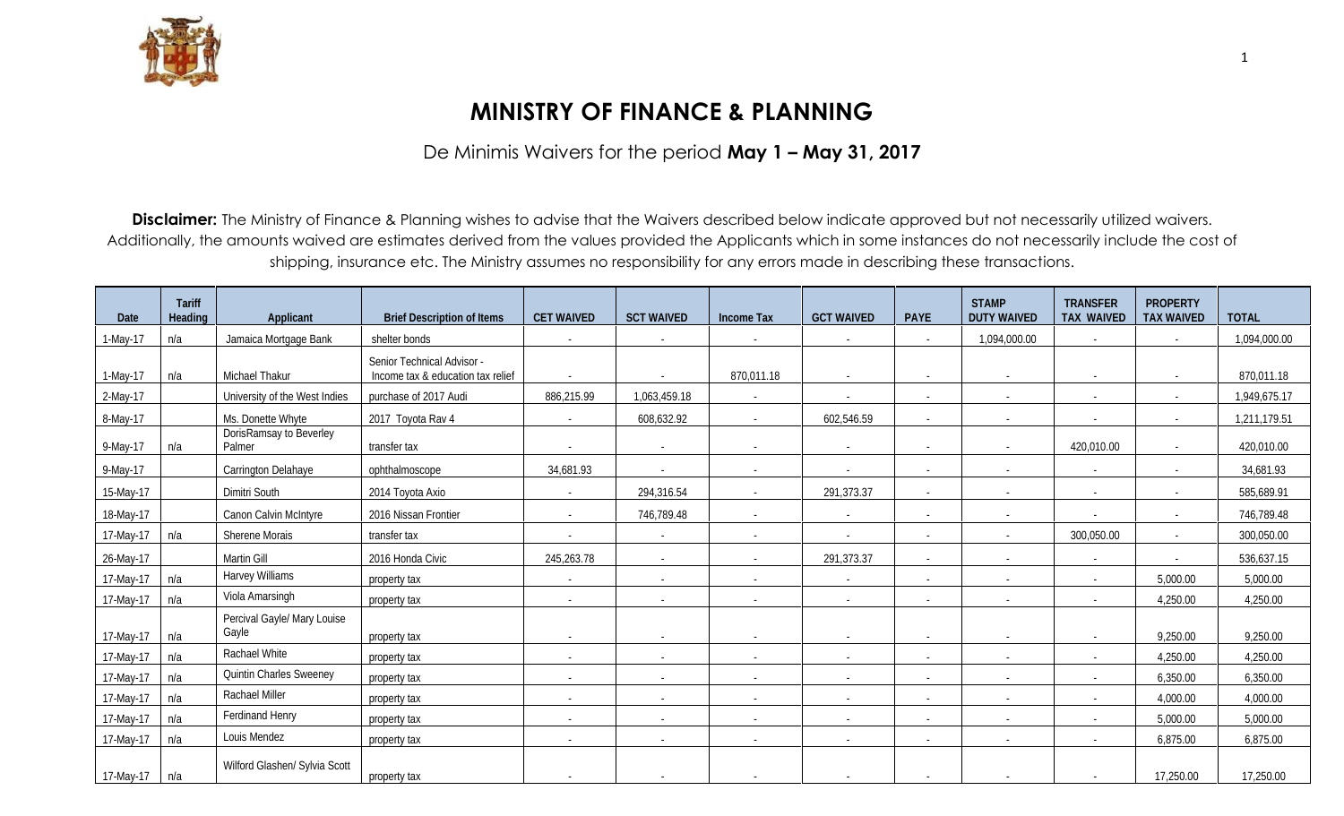# MINISTRY OF FINANCE & PLANNING

De Minimis Waivers for the period **May 1 – May 31, 2017**

**Disclaimer:** The Ministry of Finance & Planning wishes to advise that the Waivers described below indicate approved but not necessarily utilized waivers. Additionally, the amounts waived are estimates derived from the values provided the Applicants which in some instances do not necessarily include the cost of shipping, insurance etc. The Ministry assumes no responsibility for any errors made in describing these transactions.

| Date | Tariff Heading | Applicant | Brief Description of Items | CET WAIVED | SCT WAIVED | Income Tax | GCT WAIVED | PAYE | STAMP DUTY WAIVED | TRANSFER TAX WAIVED | PROPERTY TAX WAIVED | TOTAL |
|---|---|---|---|---|---|---|---|---|---|---|---|---|
| 1-May-17 | n/a | Jamaica Mortgage Bank | shelter bonds | - | - | - | - | - | 1,094,000.00 | - | - | 1,094,000.00 |
| 1-May-17 | n/a | Michael Thakur | Senior Technical Advisor - Income tax & education tax relief | - | - | 870,011.18 | - | - | - | - | - | 870,011.18 |
| 2-May-17 | | University of the West Indies | purchase of 2017 Audi | 886,215.99 | 1,063,459.18 | - | - | - | - | - | - | 1,949,675.17 |
| 8-May-17 | | Ms. Donette Whyte | 2017 Toyota Rav 4 | - | 608,632.92 | - | 602,546.59 | - | - | - | - | 1,211,179.51 |
| 9-May-17 | n/a | DorisRamsay to Beverley Palmer | transfer tax | - | - | - | - | - | - | 420,010.00 | - | 420,010.00 |
| 9-May-17 | | Carrington Delahaye | ophthalmoscope | 34,681.93 | - | - | - | - | - | - | - | 34,681.93 |
| 15-May-17 | | Dimitri South | 2014 Toyota Axio | - | 294,316.54 | - | 291,373.37 | - | - | - | - | 585,689.91 |
| 18-May-17 | | Canon Calvin McIntyre | 2016 Nissan Frontier | - | 746,789.48 | - | - | - | - | - | - | 746,789.48 |
| 17-May-17 | n/a | Sherene Morais | transfer tax | - | - | - | - | - | - | 300,050.00 | - | 300,050.00 |
| 26-May-17 | | Martin Gill | 2016 Honda Civic | 245,263.78 | - | - | 291,373.37 | - | - | - | - | 536,637.15 |
| 17-May-17 | n/a | Harvey Williams | property tax | - | - | - | - | - | - | - | 5,000.00 | 5,000.00 |
| 17-May-17 | n/a | Viola Amarsingh | property tax | - | - | - | - | - | - | - | 4,250.00 | 4,250.00 |
| 17-May-17 | n/a | Percival Gayle/ Mary Louise Gayle | property tax | - | - | - | - | - | - | - | 9,250.00 | 9,250.00 |
| 17-May-17 | n/a | Rachael White | property tax | - | - | - | - | - | - | - | 4,250.00 | 4,250.00 |
| 17-May-17 | n/a | Quintin Charles Sweeney | property tax | - | - | - | - | - | - | - | 6,350.00 | 6,350.00 |
| 17-May-17 | n/a | Rachael Miller | property tax | - | - | - | - | - | - | - | 4,000.00 | 4,000.00 |
| 17-May-17 | n/a | Ferdinand Henry | property tax | - | - | - | - | - | - | - | 5,000.00 | 5,000.00 |
| 17-May-17 | n/a | Louis Mendez | property tax | - | - | - | - | - | - | - | 6,875.00 | 6,875.00 |
| 17-May-17 | n/a | Wilford Glashen/ Sylvia Scott | property tax | - | - | - | - | - | - | - | 17,250.00 | 17,250.00 |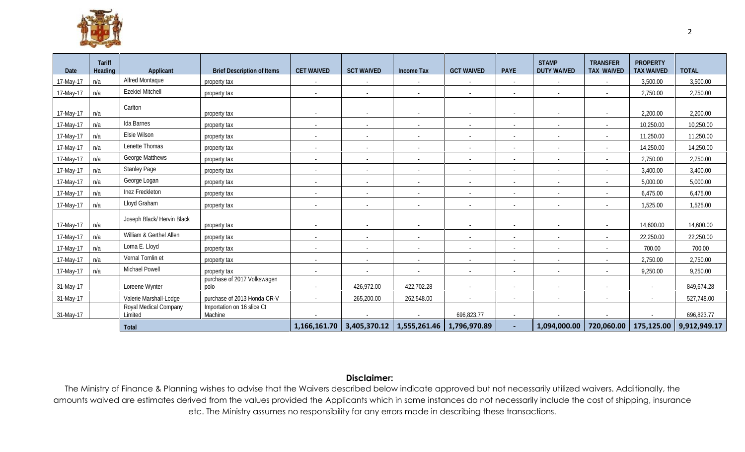| Date | Tariff Heading | Applicant | Brief Description of Items | CET WAIVED | SCT WAIVED | Income Tax | GCT WAIVED | PAYE | STAMP DUTY WAIVED | TRANSFER TAX WAIVED | PROPERTY TAX WAIVED | TOTAL |
|---|---|---|---|---|---|---|---|---|---|---|---|---|
| 17-May-17 | n/a | Alfred Montaque | property tax | - | - | - | - | - | - | - | 3,500.00 | 3,500.00 |
| 17-May-17 | n/a | Ezekiel Mitchell | property tax | - | - | - | - | - | - | - | 2,750.00 | 2,750.00 |
| 17-May-17 | n/a | Carlton | property tax | - | - | - | - | - | - | - | 2,200.00 | 2,200.00 |
| 17-May-17 | n/a | Ida Barnes | property tax | - | - | - | - | - | - | - | 10,250.00 | 10,250.00 |
| 17-May-17 | n/a | Elsie Wilson | property tax | - | - | - | - | - | - | - | 11,250.00 | 11,250.00 |
| 17-May-17 | n/a | Lenette Thomas | property tax | - | - | - | - | - | - | - | 14,250.00 | 14,250.00 |
| 17-May-17 | n/a | George Matthews | property tax | - | - | - | - | - | - | - | 2,750.00 | 2,750.00 |
| 17-May-17 | n/a | Stanley Page | property tax | - | - | - | - | - | - | - | 3,400.00 | 3,400.00 |
| 17-May-17 | n/a | George Logan | property tax | - | - | - | - | - | - | - | 5,000.00 | 5,000.00 |
| 17-May-17 | n/a | Inez Freckleton | property tax | - | - | - | - | - | - | - | 6,475.00 | 6,475.00 |
| 17-May-17 | n/a | Lloyd Graham | property tax | - | - | - | - | - | - | - | 1,525.00 | 1,525.00 |
| 17-May-17 | n/a | Joseph Black/ Hervin Black | property tax | - | - | - | - | - | - | - | 14,600.00 | 14,600.00 |
| 17-May-17 | n/a | William & Gerthel Allen | property tax | - | - | - | - | - | - | - | 22,250.00 | 22,250.00 |
| 17-May-17 | n/a | Lorna E. Lloyd | property tax | - | - | - | - | - | - | - | 700.00 | 700.00 |
| 17-May-17 | n/a | Vernal Tomlin et | property tax | - | - | - | - | - | - | - | 2,750.00 | 2,750.00 |
| 17-May-17 | n/a | Michael Powell | property tax | - | - | - | - | - | - | - | 9,250.00 | 9,250.00 |
| 31-May-17 | | Loreene Wynter | purchase of 2017 Volkswagen polo | - | 426,972.00 | 422,702.28 | - | - | - | - | - | 849,674.28 |
| 31-May-17 | | Valerie Marshall-Lodge | purchase of 2013 Honda CR-V | - | 265,200.00 | 262,548.00 | - | - | - | - | - | 527,748.00 |
| 31-May-17 | | Royal Medical Company Limited | Importation on 16 slice Ct Machine | - | - | - | 696,823.77 | - | - | - | - | 696,823.77 |
| | | **Total** | | **1,166,161.70** | **3,405,370.12** | **1,555,261.46** | **1,796,970.89** | **-** | **1,094,000.00** | **720,060.00** | **175,125.00** | **9,912,949.17** |

**Disclaimer:**

The Ministry of Finance & Planning wishes to advise that the Waivers described below indicate approved but not necessarily utilized waivers. Additionally, the amounts waived are estimates derived from the values provided the Applicants which in some instances do not necessarily include the cost of shipping, insurance etc. The Ministry assumes no responsibility for any errors made in describing these transactions.